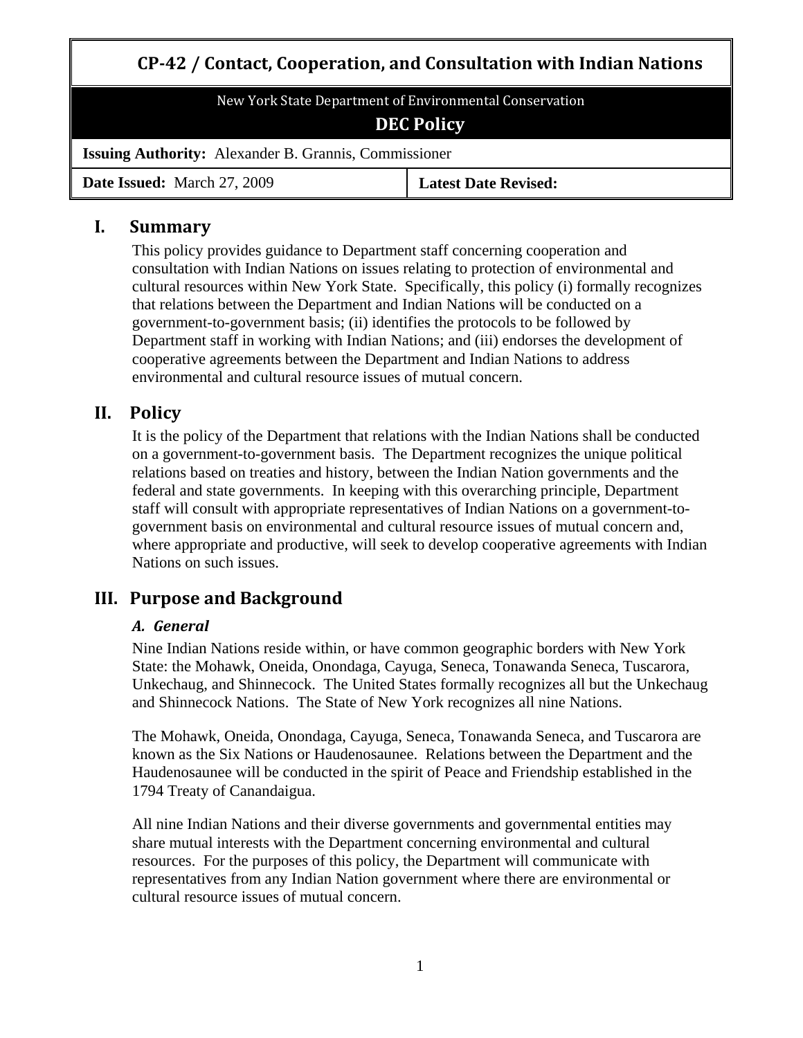# CP-42 / Contact, Cooperation, and Consultation with Indian Nations

New York State Department of Environmental Conservation

**DEC Policy**

**Issuing Authority:** Alexander B. Grannis, Commissioner

| **Date Issued:** March 27, 2009 | **Latest Date Revised:** |
| --- | --- |

## I. Summary

This policy provides guidance to Department staff concerning cooperation and consultation with Indian Nations on issues relating to protection of environmental and cultural resources within New York State. Specifically, this policy (i) formally recognizes that relations between the Department and Indian Nations will be conducted on a government-to-government basis; (ii) identifies the protocols to be followed by Department staff in working with Indian Nations; and (iii) endorses the development of cooperative agreements between the Department and Indian Nations to address environmental and cultural resource issues of mutual concern.

## II. Policy

It is the policy of the Department that relations with the Indian Nations shall be conducted on a government-to-government basis. The Department recognizes the unique political relations based on treaties and history, between the Indian Nation governments and the federal and state governments. In keeping with this overarching principle, Department staff will consult with appropriate representatives of Indian Nations on a government-to-government basis on environmental and cultural resource issues of mutual concern and, where appropriate and productive, will seek to develop cooperative agreements with Indian Nations on such issues.

## III. Purpose and Background

### *A. General*

Nine Indian Nations reside within, or have common geographic borders with New York State: the Mohawk, Oneida, Onondaga, Cayuga, Seneca, Tonawanda Seneca, Tuscarora, Unkechaug, and Shinnecock. The United States formally recognizes all but the Unkechaug and Shinnecock Nations. The State of New York recognizes all nine Nations.

The Mohawk, Oneida, Onondaga, Cayuga, Seneca, Tonawanda Seneca, and Tuscarora are known as the Six Nations or Haudenosaunee. Relations between the Department and the Haudenosaunee will be conducted in the spirit of Peace and Friendship established in the 1794 Treaty of Canandaigua.

All nine Indian Nations and their diverse governments and governmental entities may share mutual interests with the Department concerning environmental and cultural resources. For the purposes of this policy, the Department will communicate with representatives from any Indian Nation government where there are environmental or cultural resource issues of mutual concern.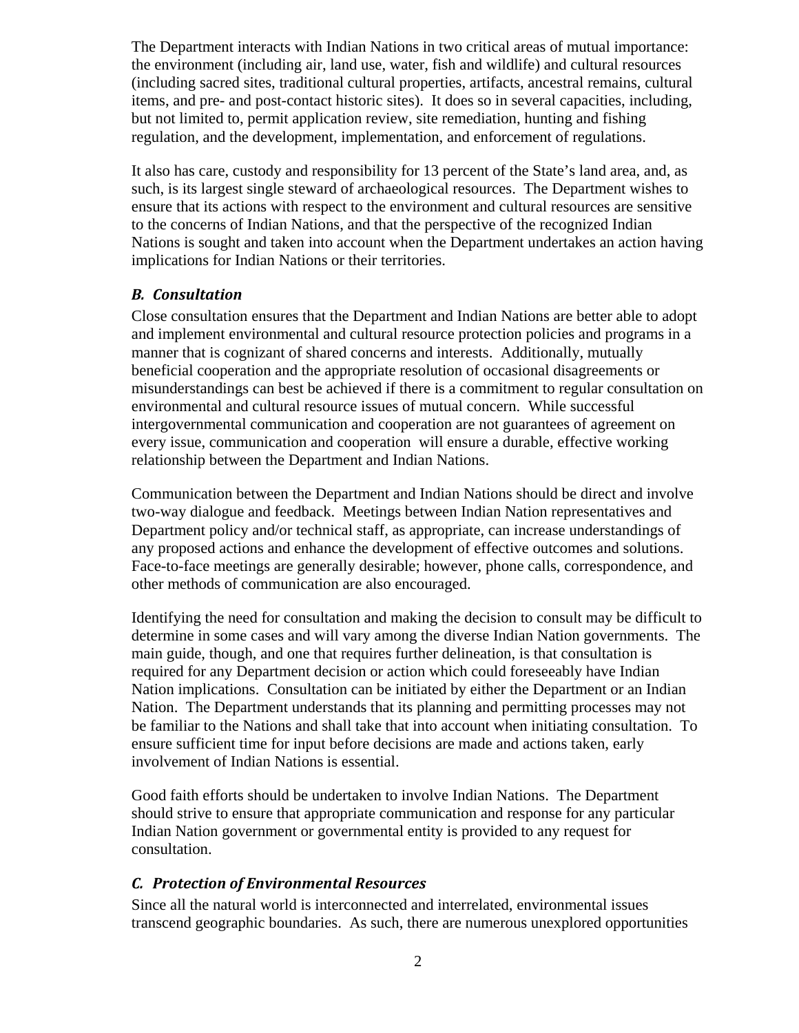The Department interacts with Indian Nations in two critical areas of mutual importance: the environment (including air, land use, water, fish and wildlife) and cultural resources (including sacred sites, traditional cultural properties, artifacts, ancestral remains, cultural items, and pre- and post-contact historic sites). It does so in several capacities, including, but not limited to, permit application review, site remediation, hunting and fishing regulation, and the development, implementation, and enforcement of regulations.

It also has care, custody and responsibility for 13 percent of the State's land area, and, as such, is its largest single steward of archaeological resources. The Department wishes to ensure that its actions with respect to the environment and cultural resources are sensitive to the concerns of Indian Nations, and that the perspective of the recognized Indian Nations is sought and taken into account when the Department undertakes an action having implications for Indian Nations or their territories.

### *B. Consultation*

Close consultation ensures that the Department and Indian Nations are better able to adopt and implement environmental and cultural resource protection policies and programs in a manner that is cognizant of shared concerns and interests. Additionally, mutually beneficial cooperation and the appropriate resolution of occasional disagreements or misunderstandings can best be achieved if there is a commitment to regular consultation on environmental and cultural resource issues of mutual concern. While successful intergovernmental communication and cooperation are not guarantees of agreement on every issue, communication and cooperation will ensure a durable, effective working relationship between the Department and Indian Nations.

Communication between the Department and Indian Nations should be direct and involve two-way dialogue and feedback. Meetings between Indian Nation representatives and Department policy and/or technical staff, as appropriate, can increase understandings of any proposed actions and enhance the development of effective outcomes and solutions. Face-to-face meetings are generally desirable; however, phone calls, correspondence, and other methods of communication are also encouraged.

Identifying the need for consultation and making the decision to consult may be difficult to determine in some cases and will vary among the diverse Indian Nation governments. The main guide, though, and one that requires further delineation, is that consultation is required for any Department decision or action which could foreseeably have Indian Nation implications. Consultation can be initiated by either the Department or an Indian Nation. The Department understands that its planning and permitting processes may not be familiar to the Nations and shall take that into account when initiating consultation. To ensure sufficient time for input before decisions are made and actions taken, early involvement of Indian Nations is essential.

Good faith efforts should be undertaken to involve Indian Nations. The Department should strive to ensure that appropriate communication and response for any particular Indian Nation government or governmental entity is provided to any request for consultation.

### *C. Protection of Environmental Resources*

Since all the natural world is interconnected and interrelated, environmental issues transcend geographic boundaries. As such, there are numerous unexplored opportunities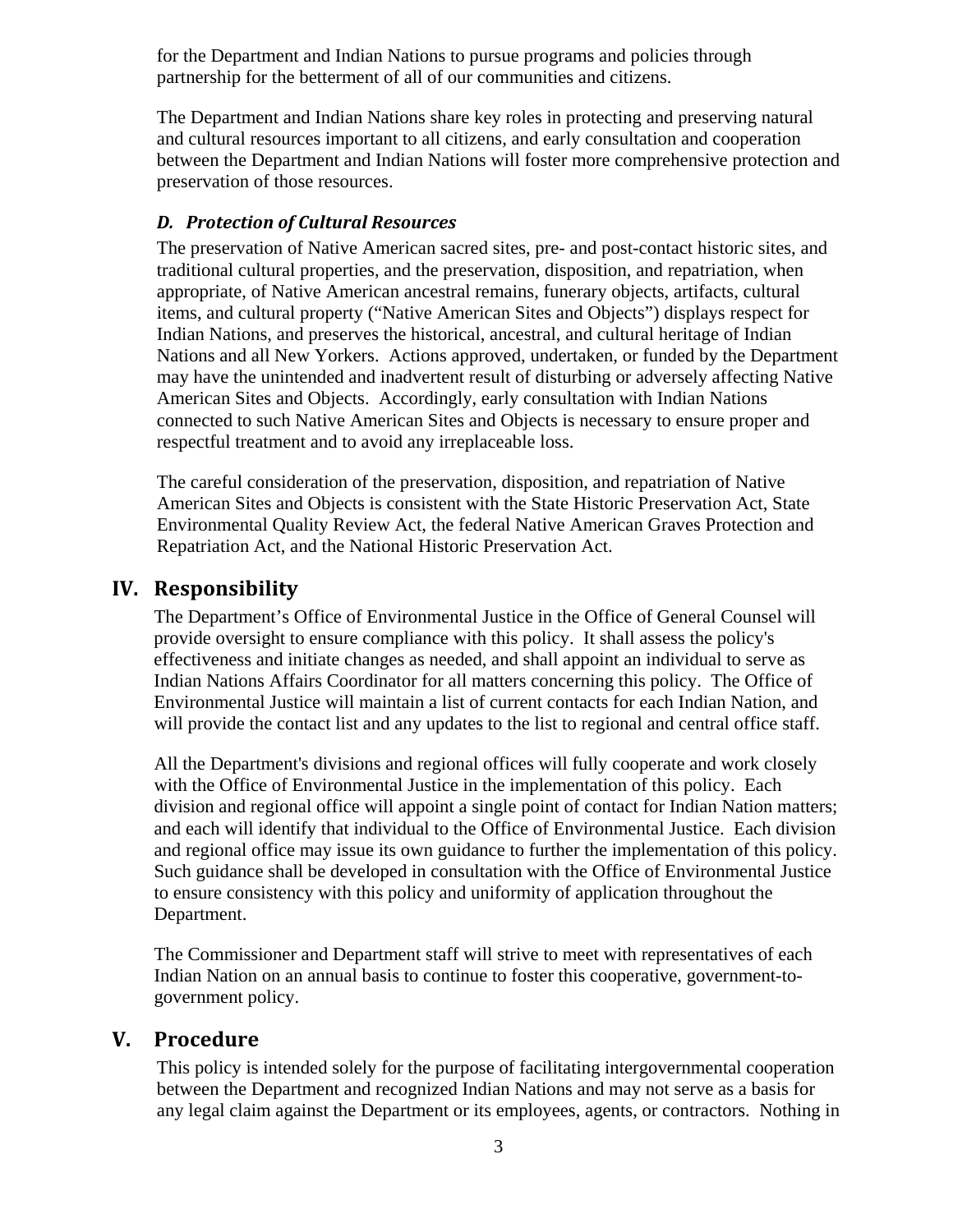for the Department and Indian Nations to pursue programs and policies through partnership for the betterment of all of our communities and citizens.

The Department and Indian Nations share key roles in protecting and preserving natural and cultural resources important to all citizens, and early consultation and cooperation between the Department and Indian Nations will foster more comprehensive protection and preservation of those resources.

### *D. Protection of Cultural Resources*

The preservation of Native American sacred sites, pre- and post-contact historic sites, and traditional cultural properties, and the preservation, disposition, and repatriation, when appropriate, of Native American ancestral remains, funerary objects, artifacts, cultural items, and cultural property ("Native American Sites and Objects") displays respect for Indian Nations, and preserves the historical, ancestral, and cultural heritage of Indian Nations and all New Yorkers. Actions approved, undertaken, or funded by the Department may have the unintended and inadvertent result of disturbing or adversely affecting Native American Sites and Objects. Accordingly, early consultation with Indian Nations connected to such Native American Sites and Objects is necessary to ensure proper and respectful treatment and to avoid any irreplaceable loss.

The careful consideration of the preservation, disposition, and repatriation of Native American Sites and Objects is consistent with the State Historic Preservation Act, State Environmental Quality Review Act, the federal Native American Graves Protection and Repatriation Act, and the National Historic Preservation Act.

## IV. Responsibility

The Department's Office of Environmental Justice in the Office of General Counsel will provide oversight to ensure compliance with this policy. It shall assess the policy's effectiveness and initiate changes as needed, and shall appoint an individual to serve as Indian Nations Affairs Coordinator for all matters concerning this policy. The Office of Environmental Justice will maintain a list of current contacts for each Indian Nation, and will provide the contact list and any updates to the list to regional and central office staff.

All the Department's divisions and regional offices will fully cooperate and work closely with the Office of Environmental Justice in the implementation of this policy. Each division and regional office will appoint a single point of contact for Indian Nation matters; and each will identify that individual to the Office of Environmental Justice. Each division and regional office may issue its own guidance to further the implementation of this policy. Such guidance shall be developed in consultation with the Office of Environmental Justice to ensure consistency with this policy and uniformity of application throughout the Department.

The Commissioner and Department staff will strive to meet with representatives of each Indian Nation on an annual basis to continue to foster this cooperative, government-to-government policy.

## V. Procedure

This policy is intended solely for the purpose of facilitating intergovernmental cooperation between the Department and recognized Indian Nations and may not serve as a basis for any legal claim against the Department or its employees, agents, or contractors. Nothing in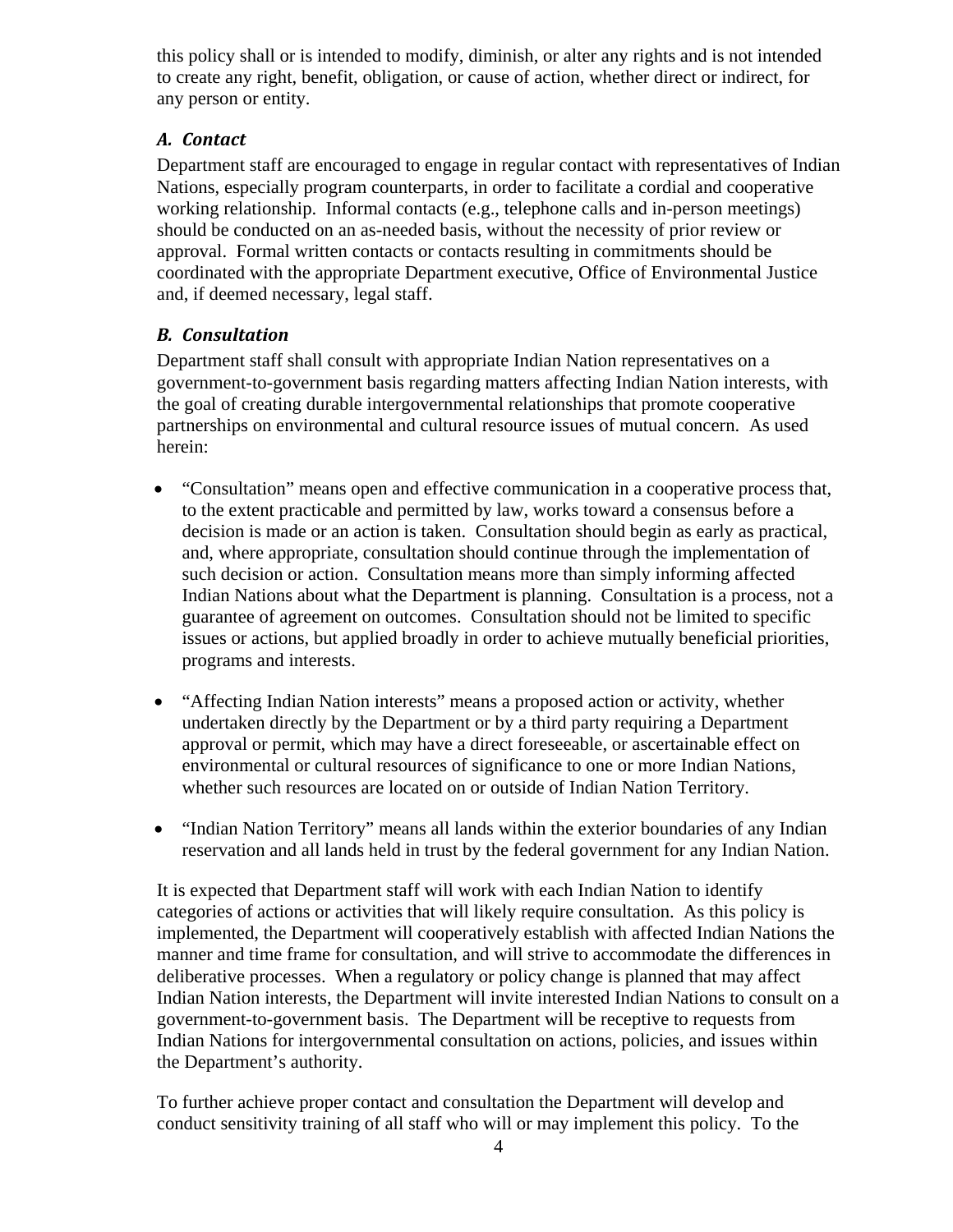this policy shall or is intended to modify, diminish, or alter any rights and is not intended to create any right, benefit, obligation, or cause of action, whether direct or indirect, for any person or entity.

### *A. Contact*

Department staff are encouraged to engage in regular contact with representatives of Indian Nations, especially program counterparts, in order to facilitate a cordial and cooperative working relationship. Informal contacts (e.g., telephone calls and in-person meetings) should be conducted on an as-needed basis, without the necessity of prior review or approval. Formal written contacts or contacts resulting in commitments should be coordinated with the appropriate Department executive, Office of Environmental Justice and, if deemed necessary, legal staff.

### *B. Consultation*

Department staff shall consult with appropriate Indian Nation representatives on a government-to-government basis regarding matters affecting Indian Nation interests, with the goal of creating durable intergovernmental relationships that promote cooperative partnerships on environmental and cultural resource issues of mutual concern. As used herein:

- "Consultation" means open and effective communication in a cooperative process that, to the extent practicable and permitted by law, works toward a consensus before a decision is made or an action is taken. Consultation should begin as early as practical, and, where appropriate, consultation should continue through the implementation of such decision or action. Consultation means more than simply informing affected Indian Nations about what the Department is planning. Consultation is a process, not a guarantee of agreement on outcomes. Consultation should not be limited to specific issues or actions, but applied broadly in order to achieve mutually beneficial priorities, programs and interests.

- "Affecting Indian Nation interests" means a proposed action or activity, whether undertaken directly by the Department or by a third party requiring a Department approval or permit, which may have a direct foreseeable, or ascertainable effect on environmental or cultural resources of significance to one or more Indian Nations, whether such resources are located on or outside of Indian Nation Territory.

- "Indian Nation Territory" means all lands within the exterior boundaries of any Indian reservation and all lands held in trust by the federal government for any Indian Nation.

It is expected that Department staff will work with each Indian Nation to identify categories of actions or activities that will likely require consultation. As this policy is implemented, the Department will cooperatively establish with affected Indian Nations the manner and time frame for consultation, and will strive to accommodate the differences in deliberative processes. When a regulatory or policy change is planned that may affect Indian Nation interests, the Department will invite interested Indian Nations to consult on a government-to-government basis. The Department will be receptive to requests from Indian Nations for intergovernmental consultation on actions, policies, and issues within the Department's authority.

To further achieve proper contact and consultation the Department will develop and conduct sensitivity training of all staff who will or may implement this policy. To the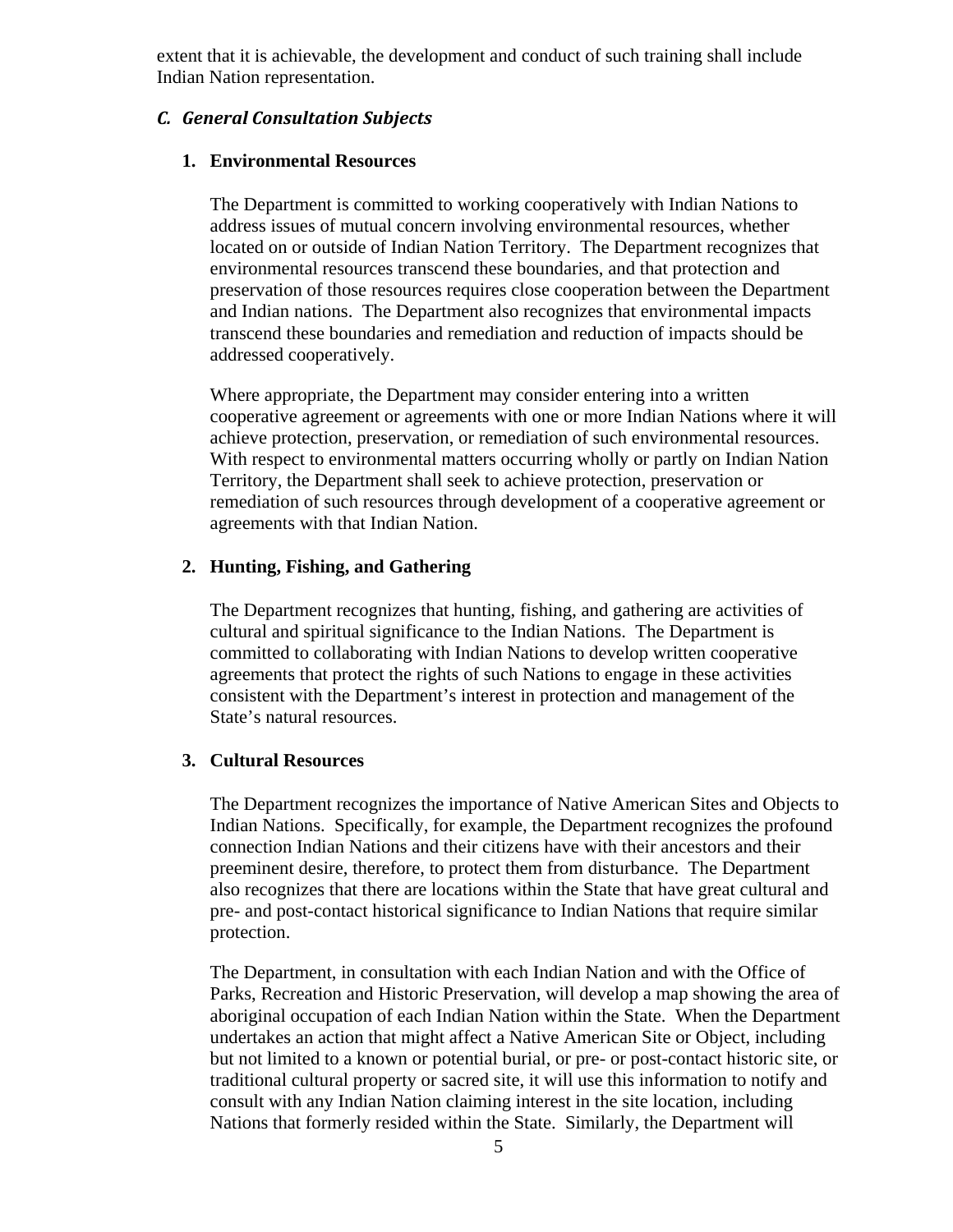extent that it is achievable, the development and conduct of such training shall include Indian Nation representation.

### *C. General Consultation Subjects*

#### 1. Environmental Resources

The Department is committed to working cooperatively with Indian Nations to address issues of mutual concern involving environmental resources, whether located on or outside of Indian Nation Territory. The Department recognizes that environmental resources transcend these boundaries, and that protection and preservation of those resources requires close cooperation between the Department and Indian nations. The Department also recognizes that environmental impacts transcend these boundaries and remediation and reduction of impacts should be addressed cooperatively.

Where appropriate, the Department may consider entering into a written cooperative agreement or agreements with one or more Indian Nations where it will achieve protection, preservation, or remediation of such environmental resources. With respect to environmental matters occurring wholly or partly on Indian Nation Territory, the Department shall seek to achieve protection, preservation or remediation of such resources through development of a cooperative agreement or agreements with that Indian Nation.

#### 2. Hunting, Fishing, and Gathering

The Department recognizes that hunting, fishing, and gathering are activities of cultural and spiritual significance to the Indian Nations. The Department is committed to collaborating with Indian Nations to develop written cooperative agreements that protect the rights of such Nations to engage in these activities consistent with the Department's interest in protection and management of the State's natural resources.

#### 3. Cultural Resources

The Department recognizes the importance of Native American Sites and Objects to Indian Nations. Specifically, for example, the Department recognizes the profound connection Indian Nations and their citizens have with their ancestors and their preeminent desire, therefore, to protect them from disturbance. The Department also recognizes that there are locations within the State that have great cultural and pre- and post-contact historical significance to Indian Nations that require similar protection.

The Department, in consultation with each Indian Nation and with the Office of Parks, Recreation and Historic Preservation, will develop a map showing the area of aboriginal occupation of each Indian Nation within the State. When the Department undertakes an action that might affect a Native American Site or Object, including but not limited to a known or potential burial, or pre- or post-contact historic site, or traditional cultural property or sacred site, it will use this information to notify and consult with any Indian Nation claiming interest in the site location, including Nations that formerly resided within the State. Similarly, the Department will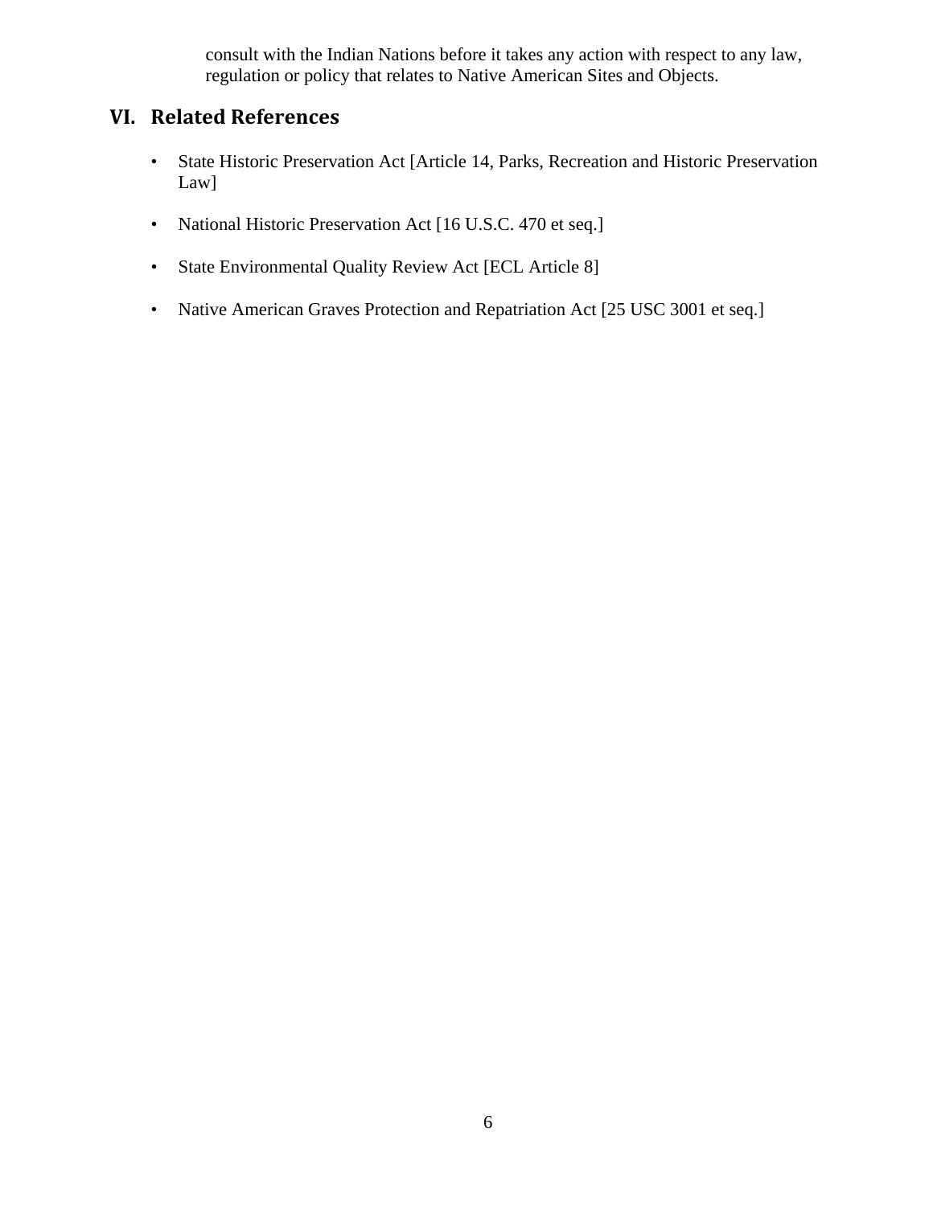consult with the Indian Nations before it takes any action with respect to any law, regulation or policy that relates to Native American Sites and Objects.

## VI. Related References

- State Historic Preservation Act [Article 14, Parks, Recreation and Historic Preservation Law]
- National Historic Preservation Act [16 U.S.C. 470 et seq.]
- State Environmental Quality Review Act [ECL Article 8]
- Native American Graves Protection and Repatriation Act [25 USC 3001 et seq.]